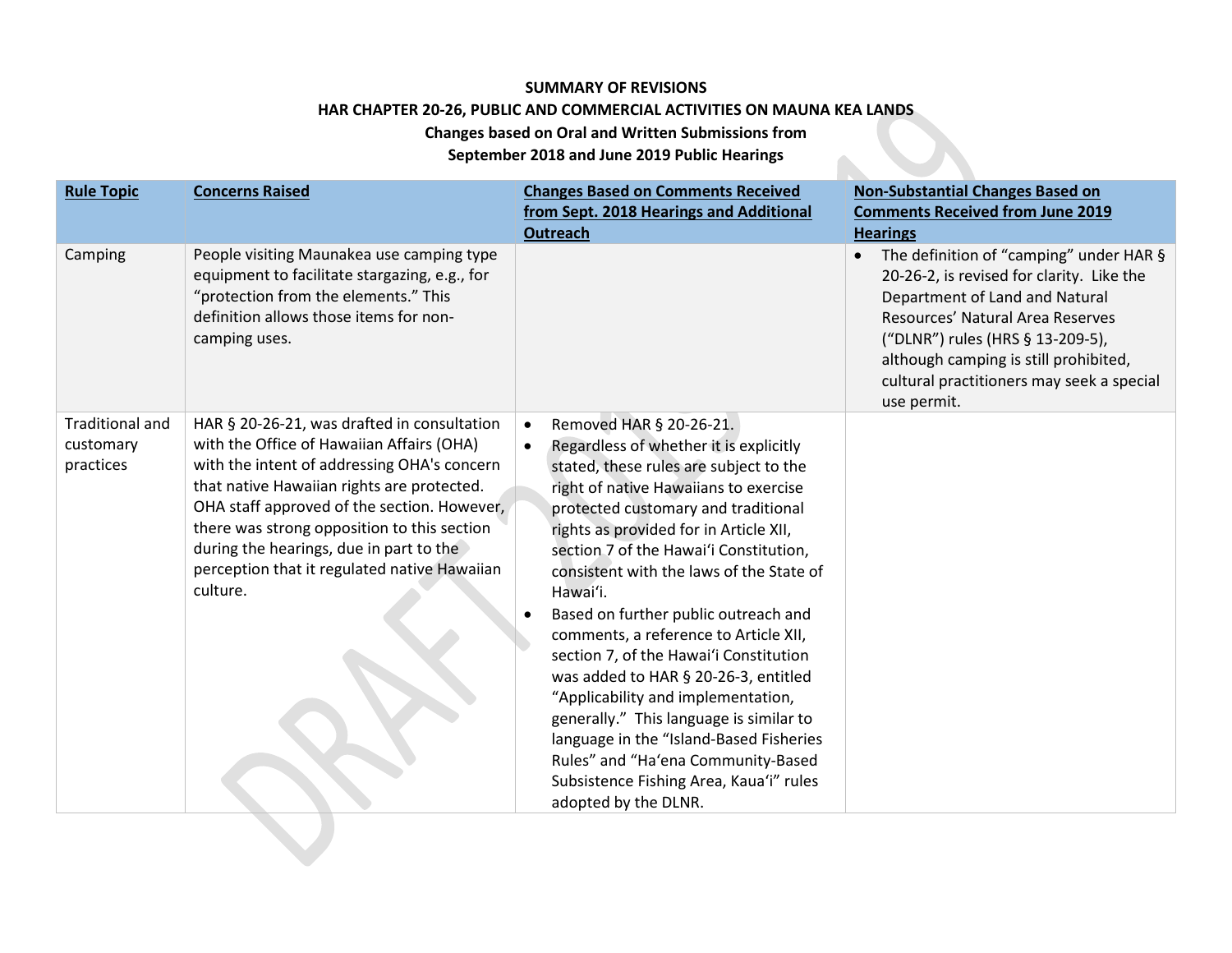**SUMMARY OF REVISIONS**

**HAR CHAPTER 20-26, PUBLIC AND COMMERCIAL ACTIVITIES ON MAUNA KEA LANDS**

**Changes based on Oral and Written Submissions from**

**September 2018 and June 2019 Public Hearings**

| **Rule Topic** | **Concerns Raised** | **Changes Based on Comments Received from Sept. 2018 Hearings and Additional Outreach** | **Non-Substantial Changes Based on Comments Received from June 2019 Hearings** |
|---|---|---|---|
| Camping | People visiting Maunakea use camping type equipment to facilitate stargazing, e.g., for "protection from the elements." This definition allows those items for non-camping uses. | | • The definition of "camping" under HAR § 20-26-2, is revised for clarity. Like the Department of Land and Natural Resources' Natural Area Reserves ("DLNR") rules (HRS § 13-209-5), although camping is still prohibited, cultural practitioners may seek a special use permit. |
| Traditional and customary practices | HAR § 20-26-21, was drafted in consultation with the Office of Hawaiian Affairs (OHA) with the intent of addressing OHA's concern that native Hawaiian rights are protected. OHA staff approved of the section. However, there was strong opposition to this section during the hearings, due in part to the perception that it regulated native Hawaiian culture. | • Removed HAR § 20-26-21.<br>• Regardless of whether it is explicitly stated, these rules are subject to the right of native Hawaiians to exercise protected customary and traditional rights as provided for in Article XII, section 7 of the Hawaiʻi Constitution, consistent with the laws of the State of Hawaiʻi.<br>• Based on further public outreach and comments, a reference to Article XII, section 7, of the Hawaiʻi Constitution was added to HAR § 20-26-3, entitled "Applicability and implementation, generally." This language is similar to language in the "Island-Based Fisheries Rules" and "Haʻena Community-Based Subsistence Fishing Area, Kauaʻi" rules adopted by the DLNR. | |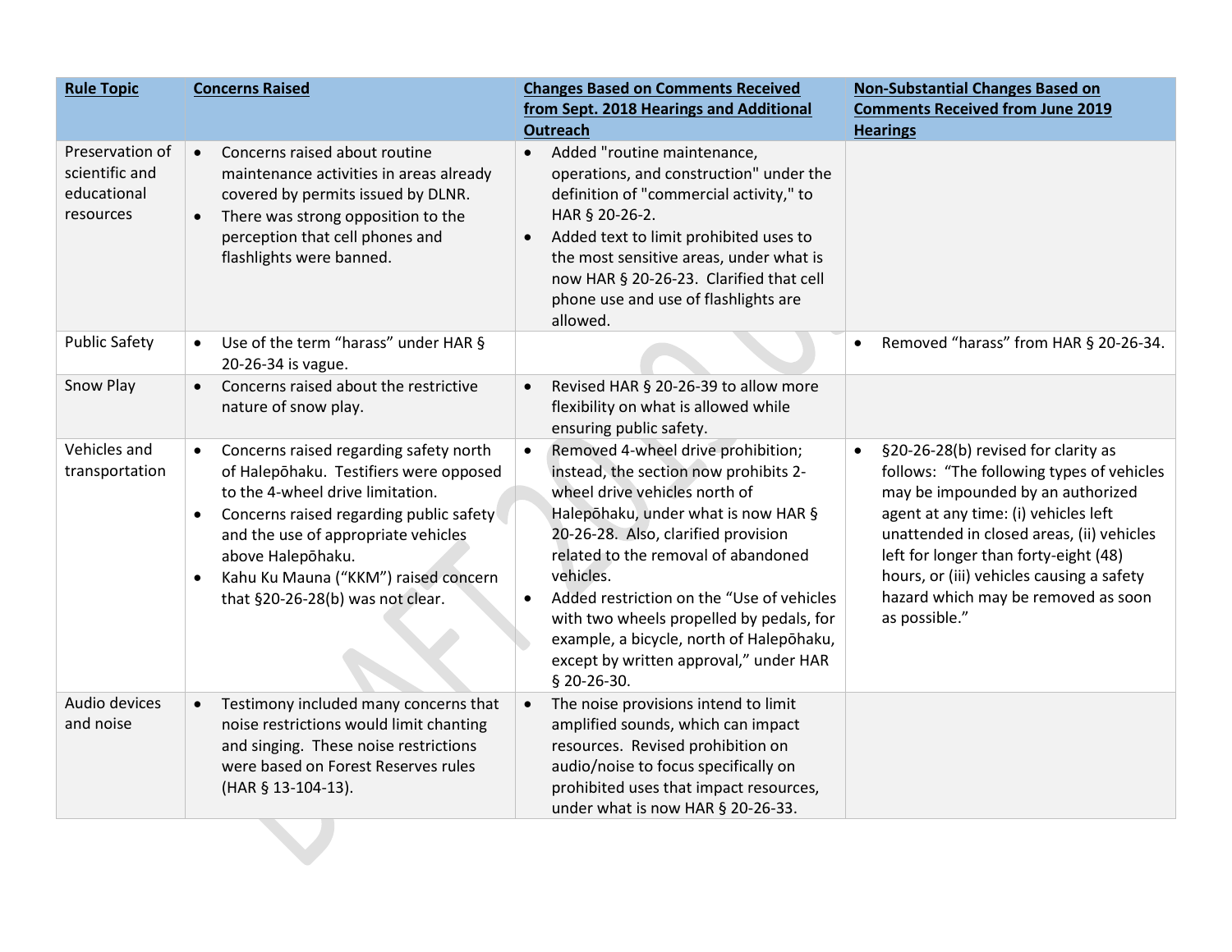| Rule Topic | Concerns Raised | Changes Based on Comments Received from Sept. 2018 Hearings and Additional Outreach | Non-Substantial Changes Based on Comments Received from June 2019 Hearings |
|---|---|---|---|
| Preservation of scientific and educational resources | • Concerns raised about routine maintenance activities in areas already covered by permits issued by DLNR.<br>• There was strong opposition to the perception that cell phones and flashlights were banned. | • Added "routine maintenance, operations, and construction" under the definition of "commercial activity," to HAR § 20-26-2.<br>• Added text to limit prohibited uses to the most sensitive areas, under what is now HAR § 20-26-23. Clarified that cell phone use and use of flashlights are allowed. | |
| Public Safety | • Use of the term "harass" under HAR § 20-26-34 is vague. | | • Removed "harass" from HAR § 20-26-34. |
| Snow Play | • Concerns raised about the restrictive nature of snow play. | • Revised HAR § 20-26-39 to allow more flexibility on what is allowed while ensuring public safety. | |
| Vehicles and transportation | • Concerns raised regarding safety north of Halepōhaku. Testifiers were opposed to the 4-wheel drive limitation.<br>• Concerns raised regarding public safety and the use of appropriate vehicles above Halepōhaku.<br>• Kahu Ku Mauna ("KKM") raised concern that §20-26-28(b) was not clear. | • Removed 4-wheel drive prohibition; instead, the section now prohibits 2-wheel drive vehicles north of Halepōhaku, under what is now HAR § 20-26-28. Also, clarified provision related to the removal of abandoned vehicles.<br>• Added restriction on the "Use of vehicles with two wheels propelled by pedals, for example, a bicycle, north of Halepōhaku, except by written approval," under HAR § 20-26-30. | • §20-26-28(b) revised for clarity as follows: "The following types of vehicles may be impounded by an authorized agent at any time: (i) vehicles left unattended in closed areas, (ii) vehicles left for longer than forty-eight (48) hours, or (iii) vehicles causing a safety hazard which may be removed as soon as possible." |
| Audio devices and noise | • Testimony included many concerns that noise restrictions would limit chanting and singing. These noise restrictions were based on Forest Reserves rules (HAR § 13-104-13). | • The noise provisions intend to limit amplified sounds, which can impact resources. Revised prohibition on audio/noise to focus specifically on prohibited uses that impact resources, under what is now HAR § 20-26-33. | |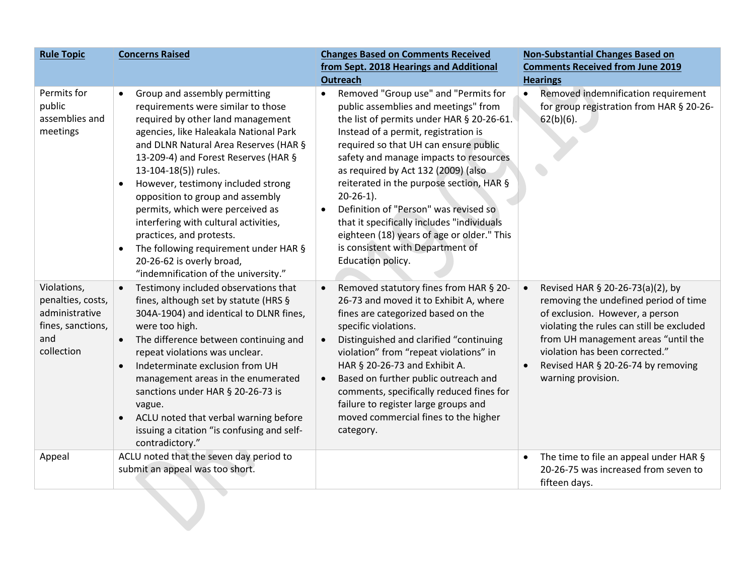| Rule Topic | Concerns Raised | Changes Based on Comments Received from Sept. 2018 Hearings and Additional Outreach | Non-Substantial Changes Based on Comments Received from June 2019 Hearings |
|---|---|---|---|
| Permits for public assemblies and meetings | • Group and assembly permitting requirements were similar to those required by other land management agencies, like Haleakala National Park and DLNR Natural Area Reserves (HAR § 13-209-4) and Forest Reserves (HAR § 13-104-18(5)) rules.<br>• However, testimony included strong opposition to group and assembly permits, which were perceived as interfering with cultural activities, practices, and protests.<br>• The following requirement under HAR § 20-26-62 is overly broad, "indemnification of the university." | • Removed "Group use" and "Permits for public assemblies and meetings" from the list of permits under HAR § 20-26-61. Instead of a permit, registration is required so that UH can ensure public safety and manage impacts to resources as required by Act 132 (2009) (also reiterated in the purpose section, HAR § 20-26-1).<br>• Definition of "Person" was revised so that it specifically includes "individuals eighteen (18) years of age or older." This is consistent with Department of Education policy. | • Removed indemnification requirement for group registration from HAR § 20-26-62(b)(6). |
| Violations, penalties, costs, administrative fines, sanctions, and collection | • Testimony included observations that fines, although set by statute (HRS § 304A-1904) and identical to DLNR fines, were too high.<br>• The difference between continuing and repeat violations was unclear.<br>• Indeterminate exclusion from UH management areas in the enumerated sanctions under HAR § 20-26-73 is vague.<br>• ACLU noted that verbal warning before issuing a citation "is confusing and self-contradictory." | • Removed statutory fines from HAR § 20-26-73 and moved it to Exhibit A, where fines are categorized based on the specific violations.<br>• Distinguished and clarified "continuing violation" from "repeat violations" in HAR § 20-26-73 and Exhibit A.<br>• Based on further public outreach and comments, specifically reduced fines for failure to register large groups and moved commercial fines to the higher category. | • Revised HAR § 20-26-73(a)(2), by removing the undefined period of time of exclusion. However, a person violating the rules can still be excluded from UH management areas "until the violation has been corrected."<br>• Revised HAR § 20-26-74 by removing warning provision. |
| Appeal | ACLU noted that the seven day period to submit an appeal was too short. | | • The time to file an appeal under HAR § 20-26-75 was increased from seven to fifteen days. |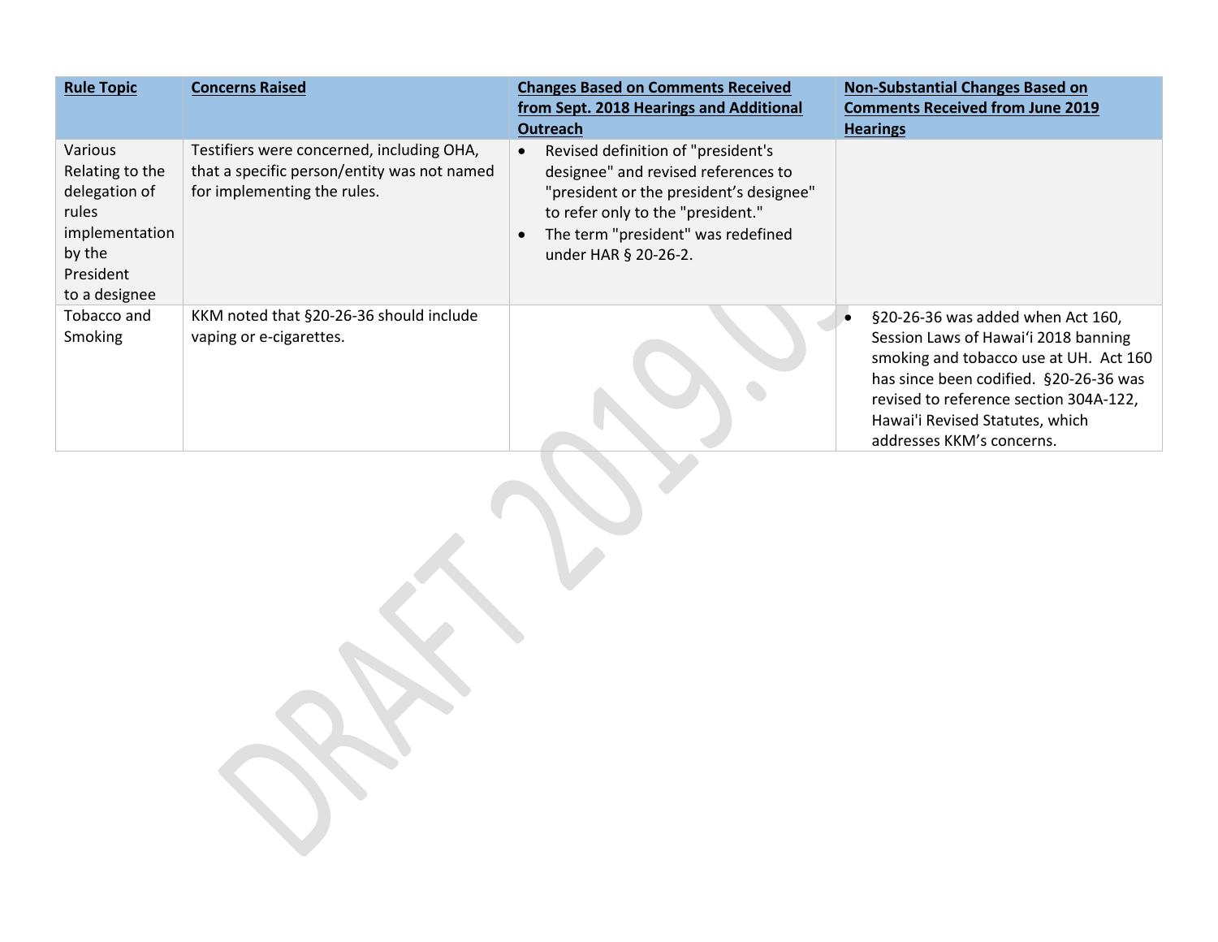| Rule Topic | Concerns Raised | Changes Based on Comments Received from Sept. 2018 Hearings and Additional Outreach | Non-Substantial Changes Based on Comments Received from June 2019 Hearings |
|---|---|---|---|
| Various Relating to the delegation of rules implementation by the President to a designee | Testifiers were concerned, including OHA, that a specific person/entity was not named for implementing the rules. | • Revised definition of "president's designee" and revised references to "president or the president's designee" to refer only to the "president."<br>• The term "president" was redefined under HAR § 20-26-2. | |
| Tobacco and Smoking | KKM noted that §20-26-36 should include vaping or e-cigarettes. | | • §20-26-36 was added when Act 160, Session Laws of Hawaiʻi 2018 banning smoking and tobacco use at UH. Act 160 has since been codified. §20-26-36 was revised to reference section 304A-122, Hawai'i Revised Statutes, which addresses KKM's concerns. |